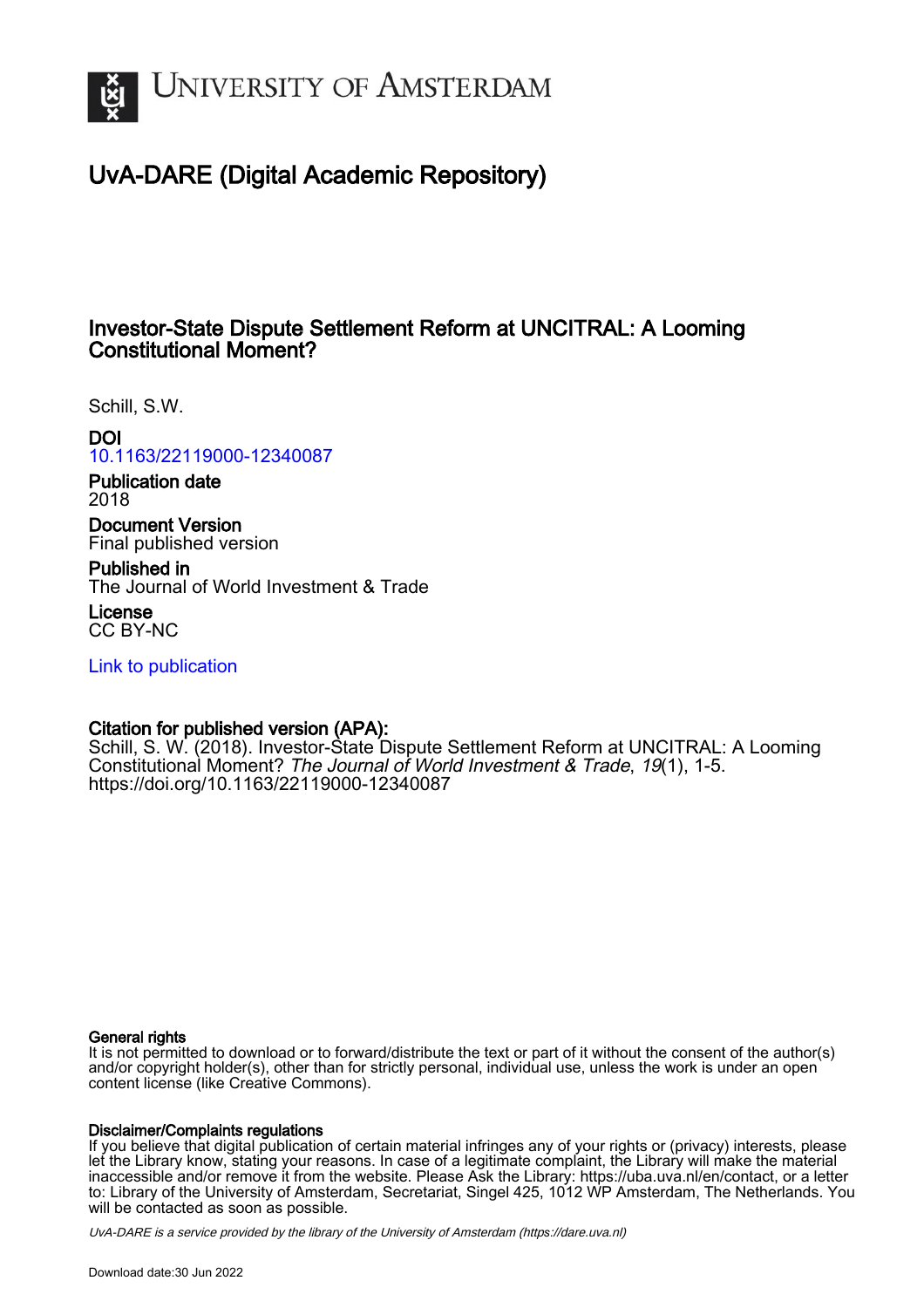# UvA-DARE (Digital Academic Repository)

## Investor-State Dispute Settlement Reform at UNCITRAL: A Looming Constitutional Moment?

Schill, S.W.

**DOI**
10.1163/22119000-12340087

**Publication date**
2018

**Document Version**
Final published version

**Published in**
The Journal of World Investment & Trade

**License**
CC BY-NC

Link to publication

**Citation for published version (APA):**
Schill, S. W. (2018). Investor-State Dispute Settlement Reform at UNCITRAL: A Looming Constitutional Moment? *The Journal of World Investment & Trade*, *19*(1), 1-5. https://doi.org/10.1163/22119000-12340087

**General rights**
It is not permitted to download or to forward/distribute the text or part of it without the consent of the author(s) and/or copyright holder(s), other than for strictly personal, individual use, unless the work is under an open content license (like Creative Commons).

**Disclaimer/Complaints regulations**
If you believe that digital publication of certain material infringes any of your rights or (privacy) interests, please let the Library know, stating your reasons. In case of a legitimate complaint, the Library will make the material inaccessible and/or remove it from the website. Please Ask the Library: https://uba.uva.nl/en/contact, or a letter to: Library of the University of Amsterdam, Secretariat, Singel 425, 1012 WP Amsterdam, The Netherlands. You will be contacted as soon as possible.

*UvA-DARE is a service provided by the library of the University of Amsterdam (https://dare.uva.nl)*

Download date:30 Jun 2022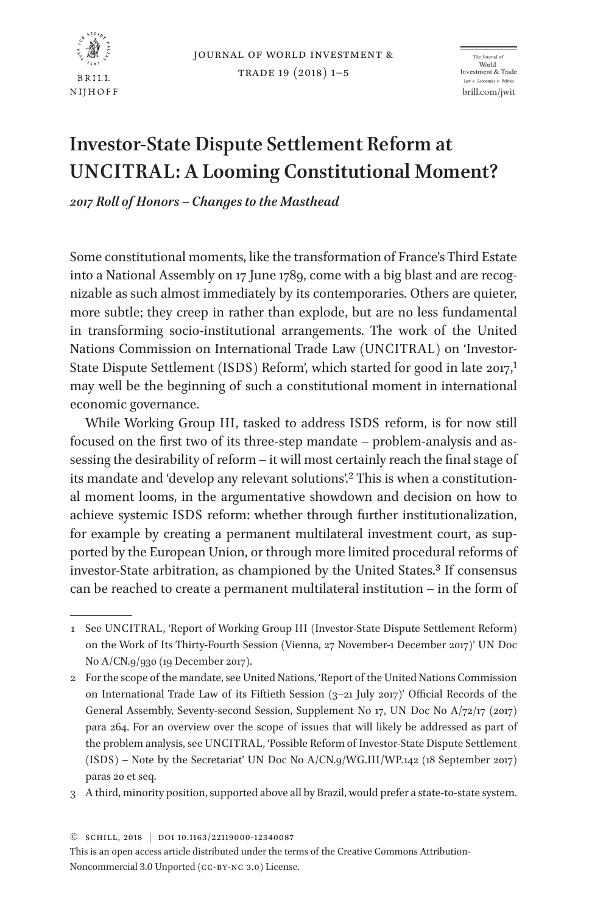# Investor-State Dispute Settlement Reform at UNCITRAL: A Looming Constitutional Moment?

*2017 Roll of Honors – Changes to the Masthead*

Some constitutional moments, like the transformation of France's Third Estate into a National Assembly on 17 June 1789, come with a big blast and are recognizable as such almost immediately by its contemporaries. Others are quieter, more subtle; they creep in rather than explode, but are no less fundamental in transforming socio-institutional arrangements. The work of the United Nations Commission on International Trade Law (UNCITRAL) on 'Investor-State Dispute Settlement (ISDS) Reform', which started for good in late 2017,[1] may well be the beginning of such a constitutional moment in international economic governance.

While Working Group III, tasked to address ISDS reform, is for now still focused on the first two of its three-step mandate – problem-analysis and assessing the desirability of reform – it will most certainly reach the final stage of its mandate and 'develop any relevant solutions'.[2] This is when a constitutional moment looms, in the argumentative showdown and decision on how to achieve systemic ISDS reform: whether through further institutionalization, for example by creating a permanent multilateral investment court, as supported by the European Union, or through more limited procedural reforms of investor-State arbitration, as championed by the United States.[3] If consensus can be reached to create a permanent multilateral institution – in the form of

---

1 See UNCITRAL, 'Report of Working Group III (Investor-State Dispute Settlement Reform) on the Work of Its Thirty-Fourth Session (Vienna, 27 November-1 December 2017)' UN Doc No A/CN.9/930 (19 December 2017).

2 For the scope of the mandate, see United Nations, 'Report of the United Nations Commission on International Trade Law of its Fiftieth Session (3–21 July 2017)' Official Records of the General Assembly, Seventy-second Session, Supplement No 17, UN Doc No A/72/17 (2017) para 264. For an overview over the scope of issues that will likely be addressed as part of the problem analysis, see UNCITRAL, 'Possible Reform of Investor-State Dispute Settlement (ISDS) – Note by the Secretariat' UN Doc No A/CN.9/WG.III/WP.142 (18 September 2017) paras 20 et seq.

3 A third, minority position, supported above all by Brazil, would prefer a state-to-state system.

© SCHILL, 2018 | DOI 10.1163/22119000-12340087

This is an open access article distributed under the terms of the Creative Commons Attribution-Noncommercial 3.0 Unported (CC-BY-NC 3.0) License.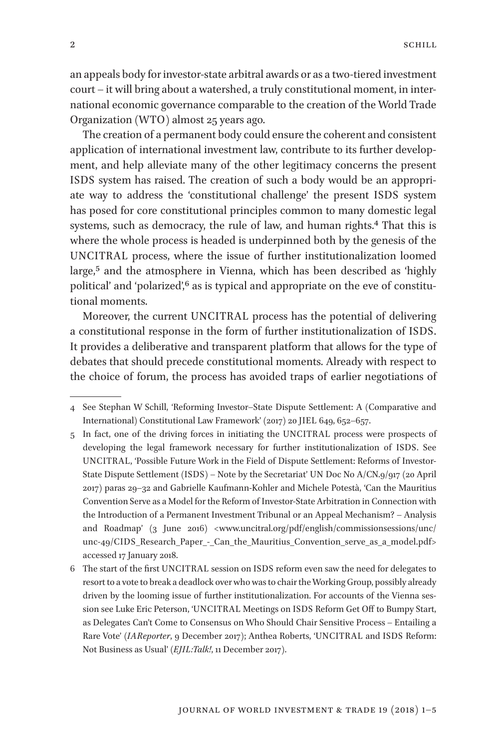an appeals body for investor-state arbitral awards or as a two-tiered investment court – it will bring about a watershed, a truly constitutional moment, in international economic governance comparable to the creation of the World Trade Organization (WTO) almost 25 years ago.

The creation of a permanent body could ensure the coherent and consistent application of international investment law, contribute to its further development, and help alleviate many of the other legitimacy concerns the present ISDS system has raised. The creation of such a body would be an appropriate way to address the 'constitutional challenge' the present ISDS system has posed for core constitutional principles common to many domestic legal systems, such as democracy, the rule of law, and human rights.[4] That this is where the whole process is headed is underpinned both by the genesis of the UNCITRAL process, where the issue of further institutionalization loomed large,[5] and the atmosphere in Vienna, which has been described as 'highly political' and 'polarized',[6] as is typical and appropriate on the eve of constitutional moments.

Moreover, the current UNCITRAL process has the potential of delivering a constitutional response in the form of further institutionalization of ISDS. It provides a deliberative and transparent platform that allows for the type of debates that should precede constitutional moments. Already with respect to the choice of forum, the process has avoided traps of earlier negotiations of

---

4 See Stephan W Schill, 'Reforming Investor–State Dispute Settlement: A (Comparative and International) Constitutional Law Framework' (2017) 20 JIEL 649, 652–657.

5 In fact, one of the driving forces in initiating the UNCITRAL process were prospects of developing the legal framework necessary for further institutionalization of ISDS. See UNCITRAL, 'Possible Future Work in the Field of Dispute Settlement: Reforms of Investor-State Dispute Settlement (ISDS) – Note by the Secretariat' UN Doc No A/CN.9/917 (20 April 2017) paras 29–32 and Gabrielle Kaufmann-Kohler and Michele Potestà, 'Can the Mauritius Convention Serve as a Model for the Reform of Investor-State Arbitration in Connection with the Introduction of a Permanent Investment Tribunal or an Appeal Mechanism? – Analysis and Roadmap' (3 June 2016) <www.uncitral.org/pdf/english/commissionsessions/unc/unc-49/CIDS_Research_Paper_-_Can_the_Mauritius_Convention_serve_as_a_model.pdf> accessed 17 January 2018.

6 The start of the first UNCITRAL session on ISDS reform even saw the need for delegates to resort to a vote to break a deadlock over who was to chair the Working Group, possibly already driven by the looming issue of further institutionalization. For accounts of the Vienna session see Luke Eric Peterson, 'UNCITRAL Meetings on ISDS Reform Get Off to Bumpy Start, as Delegates Can't Come to Consensus on Who Should Chair Sensitive Process – Entailing a Rare Vote' (*IAReporter*, 9 December 2017); Anthea Roberts, 'UNCITRAL and ISDS Reform: Not Business as Usual' (*EJIL:Talk!*, 11 December 2017).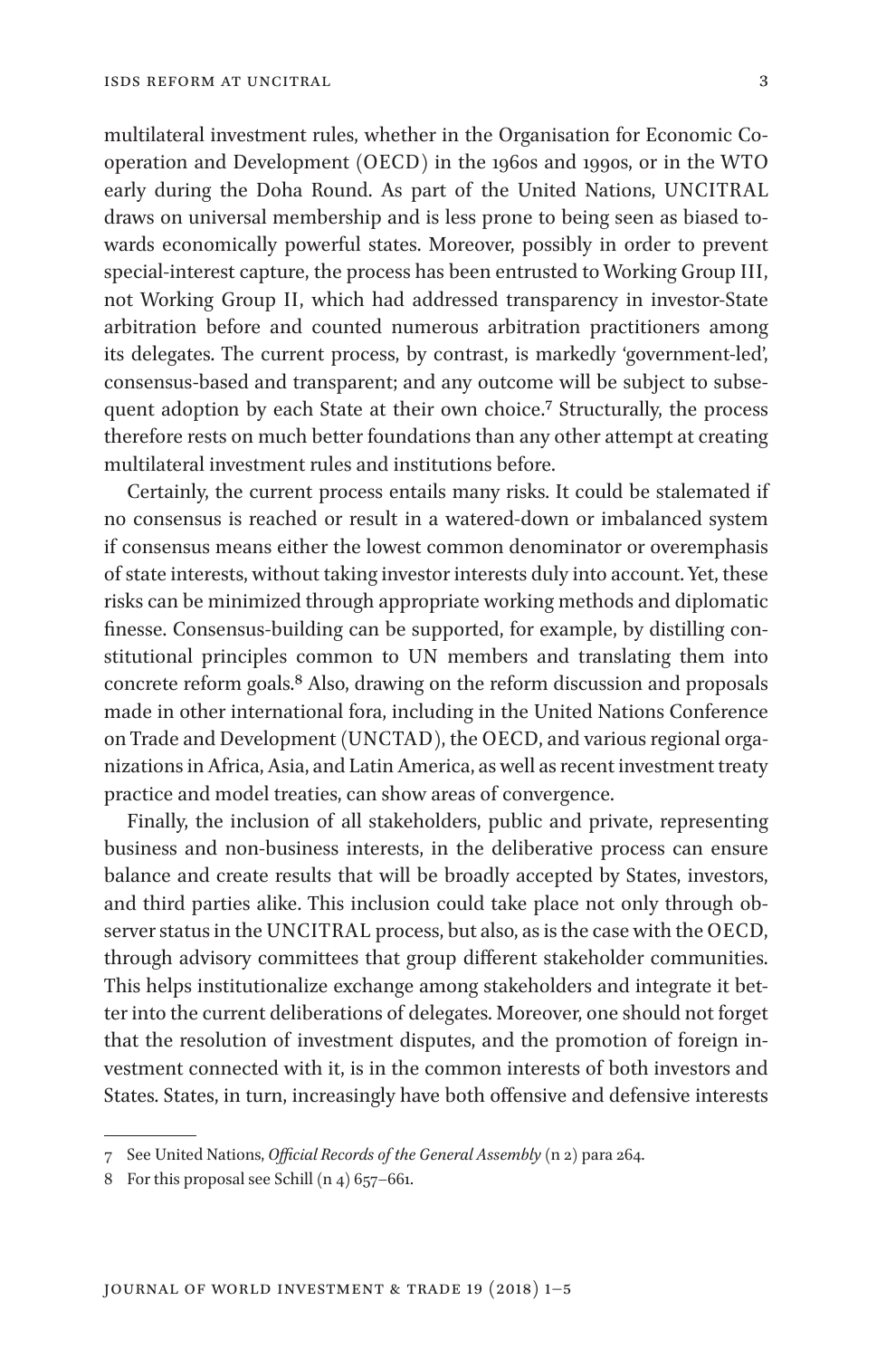multilateral investment rules, whether in the Organisation for Economic Co-operation and Development (OECD) in the 1960s and 1990s, or in the WTO early during the Doha Round. As part of the United Nations, UNCITRAL draws on universal membership and is less prone to being seen as biased towards economically powerful states. Moreover, possibly in order to prevent special-interest capture, the process has been entrusted to Working Group III, not Working Group II, which had addressed transparency in investor-State arbitration before and counted numerous arbitration practitioners among its delegates. The current process, by contrast, is markedly 'government-led', consensus-based and transparent; and any outcome will be subject to subsequent adoption by each State at their own choice.[7] Structurally, the process therefore rests on much better foundations than any other attempt at creating multilateral investment rules and institutions before.

Certainly, the current process entails many risks. It could be stalemated if no consensus is reached or result in a watered-down or imbalanced system if consensus means either the lowest common denominator or overemphasis of state interests, without taking investor interests duly into account. Yet, these risks can be minimized through appropriate working methods and diplomatic finesse. Consensus-building can be supported, for example, by distilling constitutional principles common to UN members and translating them into concrete reform goals.[8] Also, drawing on the reform discussion and proposals made in other international fora, including in the United Nations Conference on Trade and Development (UNCTAD), the OECD, and various regional organizations in Africa, Asia, and Latin America, as well as recent investment treaty practice and model treaties, can show areas of convergence.

Finally, the inclusion of all stakeholders, public and private, representing business and non-business interests, in the deliberative process can ensure balance and create results that will be broadly accepted by States, investors, and third parties alike. This inclusion could take place not only through observer status in the UNCITRAL process, but also, as is the case with the OECD, through advisory committees that group different stakeholder communities. This helps institutionalize exchange among stakeholders and integrate it better into the current deliberations of delegates. Moreover, one should not forget that the resolution of investment disputes, and the promotion of foreign investment connected with it, is in the common interests of both investors and States. States, in turn, increasingly have both offensive and defensive interests

---

7 See United Nations, *Official Records of the General Assembly* (n 2) para 264.

8 For this proposal see Schill (n 4) 657–661.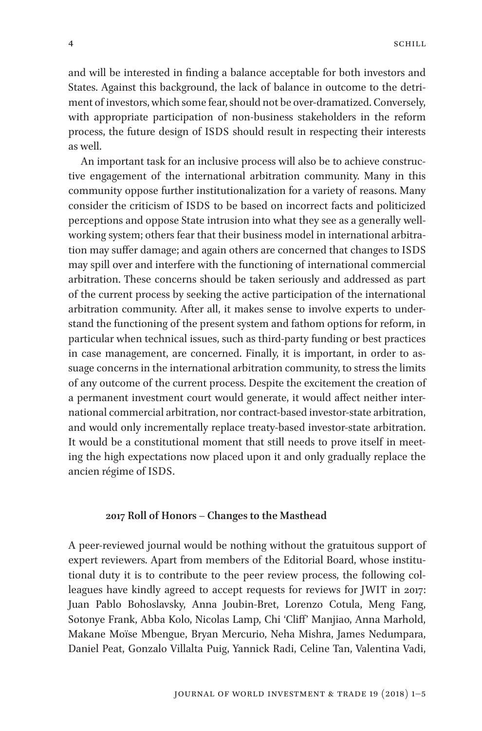and will be interested in finding a balance acceptable for both investors and States. Against this background, the lack of balance in outcome to the detriment of investors, which some fear, should not be over-dramatized. Conversely, with appropriate participation of non-business stakeholders in the reform process, the future design of ISDS should result in respecting their interests as well.

An important task for an inclusive process will also be to achieve constructive engagement of the international arbitration community. Many in this community oppose further institutionalization for a variety of reasons. Many consider the criticism of ISDS to be based on incorrect facts and politicized perceptions and oppose State intrusion into what they see as a generally well-working system; others fear that their business model in international arbitration may suffer damage; and again others are concerned that changes to ISDS may spill over and interfere with the functioning of international commercial arbitration. These concerns should be taken seriously and addressed as part of the current process by seeking the active participation of the international arbitration community. After all, it makes sense to involve experts to understand the functioning of the present system and fathom options for reform, in particular when technical issues, such as third-party funding or best practices in case management, are concerned. Finally, it is important, in order to assuage concerns in the international arbitration community, to stress the limits of any outcome of the current process. Despite the excitement the creation of a permanent investment court would generate, it would affect neither international commercial arbitration, nor contract-based investor-state arbitration, and would only incrementally replace treaty-based investor-state arbitration. It would be a constitutional moment that still needs to prove itself in meeting the high expectations now placed upon it and only gradually replace the ancien régime of ISDS.

## 2017 Roll of Honors – Changes to the Masthead

A peer-reviewed journal would be nothing without the gratuitous support of expert reviewers. Apart from members of the Editorial Board, whose institutional duty it is to contribute to the peer review process, the following colleagues have kindly agreed to accept requests for reviews for JWIT in 2017: Juan Pablo Bohoslavsky, Anna Joubin-Bret, Lorenzo Cotula, Meng Fang, Sotonye Frank, Abba Kolo, Nicolas Lamp, Chi 'Cliff' Manjiao, Anna Marhold, Makane Moïse Mbengue, Bryan Mercurio, Neha Mishra, James Nedumpara, Daniel Peat, Gonzalo Villalta Puig, Yannick Radi, Celine Tan, Valentina Vadi,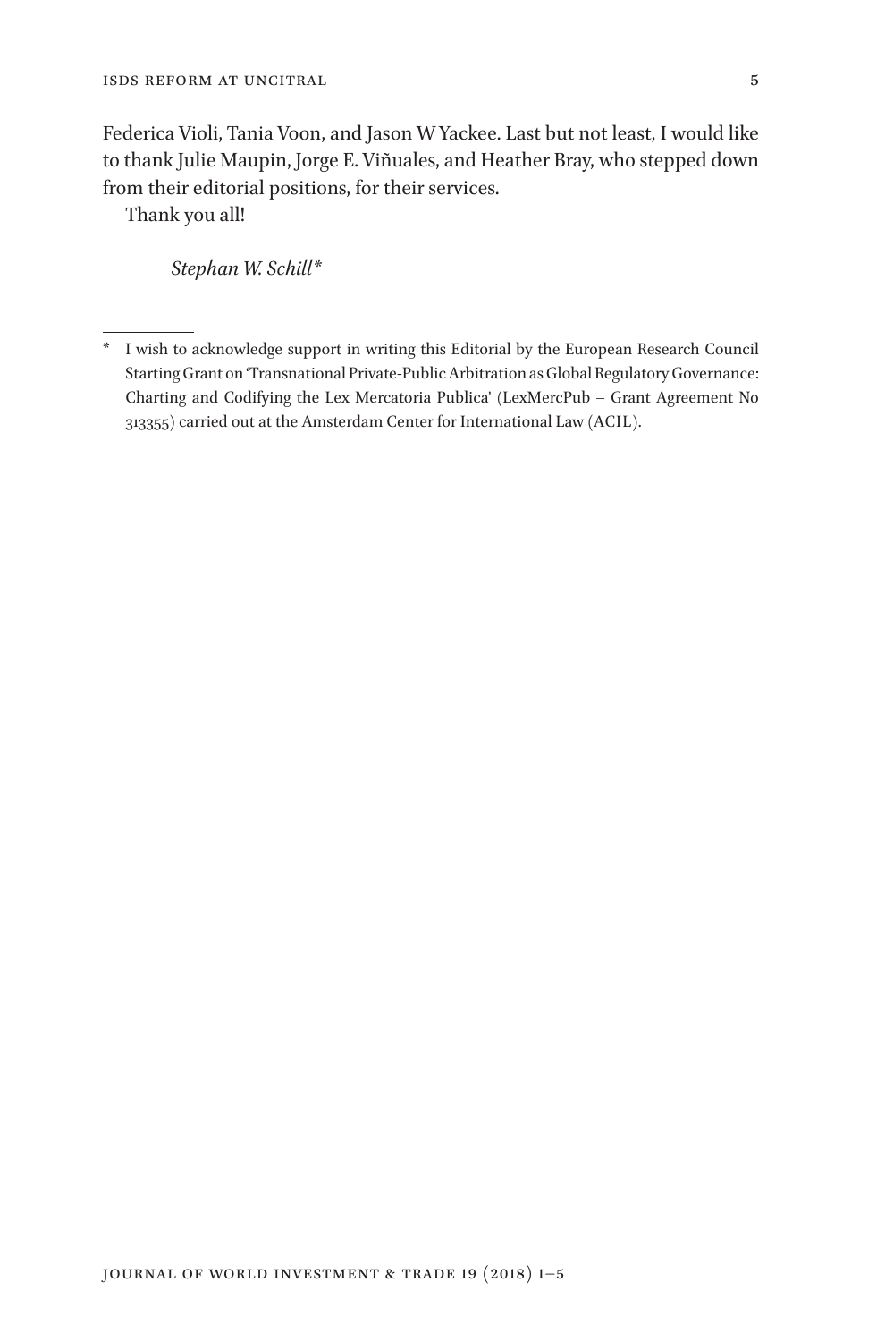Federica Violi, Tania Voon, and Jason W Yackee. Last but not least, I would like to thank Julie Maupin, Jorge E. Viñuales, and Heather Bray, who stepped down from their editorial positions, for their services.

Thank you all!

*Stephan W. Schill**

---

\* I wish to acknowledge support in writing this Editorial by the European Research Council Starting Grant on 'Transnational Private-Public Arbitration as Global Regulatory Governance: Charting and Codifying the Lex Mercatoria Publica' (LexMercPub – Grant Agreement No 313355) carried out at the Amsterdam Center for International Law (ACIL).